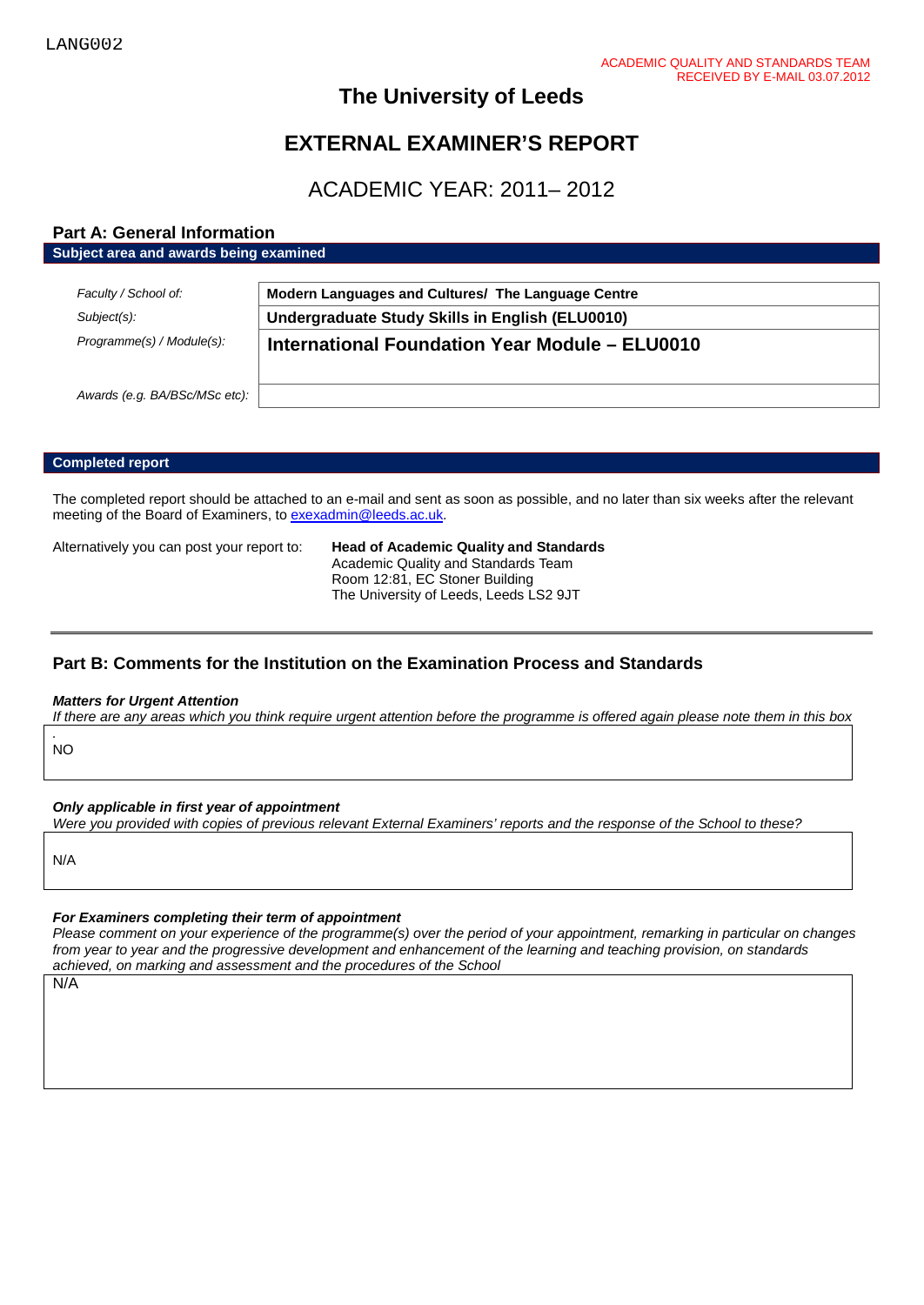LANG002

ACADEMIC QUALITY AND STANDARDS TEAM
RECEIVED BY E-MAIL 03.07.2012

# The University of Leeds

# EXTERNAL EXAMINER'S REPORT

## ACADEMIC YEAR: 2011– 2012

### Part A: General Information

**Subject area and awards being examined**

| | |
|---|---|
| *Faculty / School of:* | **Modern Languages and Cultures/ The Language Centre** |
| *Subject(s):* | **Undergraduate Study Skills in English (ELU0010)** |
| *Programme(s) / Module(s):* | **International Foundation Year Module – ELU0010** |
| *Awards (e.g. BA/BSc/MSc etc):* | |

**Completed report**

The completed report should be attached to an e-mail and sent as soon as possible, and no later than six weeks after the relevant meeting of the Board of Examiners, to exexadmin@leeds.ac.uk.

Alternatively you can post your report to:

**Head of Academic Quality and Standards**
Academic Quality and Standards Team
Room 12:81, EC Stoner Building
The University of Leeds, Leeds LS2 9JT

### Part B: Comments for the Institution on the Examination Process and Standards

***Matters for Urgent Attention***

*If there are any areas which you think require urgent attention before the programme is offered again please note them in this box*

.
NO

***Only applicable in first year of appointment***

*Were you provided with copies of previous relevant External Examiners' reports and the response of the School to these?*

N/A

***For Examiners completing their term of appointment***

*Please comment on your experience of the programme(s) over the period of your appointment, remarking in particular on changes from year to year and the progressive development and enhancement of the learning and teaching provision, on standards achieved, on marking and assessment and the procedures of the School*

N/A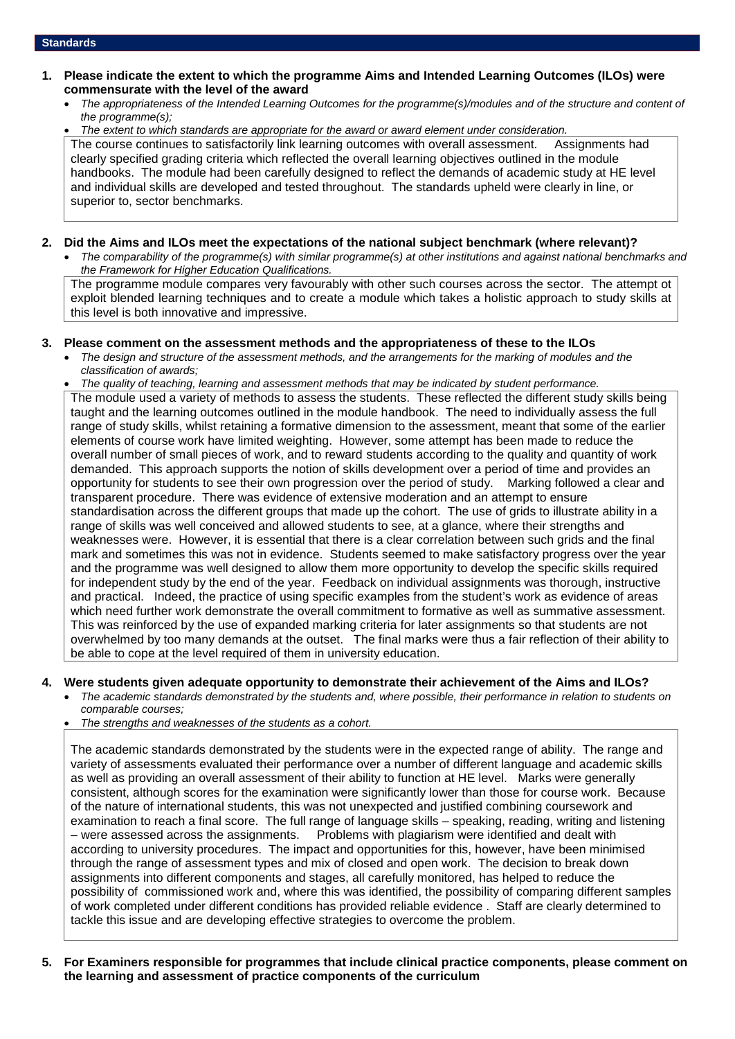## Standards

**1. Please indicate the extent to which the programme Aims and Intended Learning Outcomes (ILOs) were commensurate with the level of the award**

- *The appropriateness of the Intended Learning Outcomes for the programme(s)/modules and of the structure and content of the programme(s);*
- *The extent to which standards are appropriate for the award or award element under consideration.*

The course continues to satisfactorily link learning outcomes with overall assessment. Assignments had clearly specified grading criteria which reflected the overall learning objectives outlined in the module handbooks. The module had been carefully designed to reflect the demands of academic study at HE level and individual skills are developed and tested throughout. The standards upheld were clearly in line, or superior to, sector benchmarks.

**2. Did the Aims and ILOs meet the expectations of the national subject benchmark (where relevant)?**

- *The comparability of the programme(s) with similar programme(s) at other institutions and against national benchmarks and the Framework for Higher Education Qualifications.*

The programme module compares very favourably with other such courses across the sector. The attempt ot exploit blended learning techniques and to create a module which takes a holistic approach to study skills at this level is both innovative and impressive.

**3. Please comment on the assessment methods and the appropriateness of these to the ILOs**

- *The design and structure of the assessment methods, and the arrangements for the marking of modules and the classification of awards;*
- *The quality of teaching, learning and assessment methods that may be indicated by student performance.*

The module used a variety of methods to assess the students. These reflected the different study skills being taught and the learning outcomes outlined in the module handbook. The need to individually assess the full range of study skills, whilst retaining a formative dimension to the assessment, meant that some of the earlier elements of course work have limited weighting. However, some attempt has been made to reduce the overall number of small pieces of work, and to reward students according to the quality and quantity of work demanded. This approach supports the notion of skills development over a period of time and provides an opportunity for students to see their own progression over the period of study. Marking followed a clear and transparent procedure. There was evidence of extensive moderation and an attempt to ensure standardisation across the different groups that made up the cohort. The use of grids to illustrate ability in a range of skills was well conceived and allowed students to see, at a glance, where their strengths and weaknesses were. However, it is essential that there is a clear correlation between such grids and the final mark and sometimes this was not in evidence. Students seemed to make satisfactory progress over the year and the programme was well designed to allow them more opportunity to develop the specific skills required for independent study by the end of the year. Feedback on individual assignments was thorough, instructive and practical. Indeed, the practice of using specific examples from the student's work as evidence of areas which need further work demonstrate the overall commitment to formative as well as summative assessment. This was reinforced by the use of expanded marking criteria for later assignments so that students are not overwhelmed by too many demands at the outset. The final marks were thus a fair reflection of their ability to be able to cope at the level required of them in university education.

**4. Were students given adequate opportunity to demonstrate their achievement of the Aims and ILOs?**

- *The academic standards demonstrated by the students and, where possible, their performance in relation to students on comparable courses;*
- *The strengths and weaknesses of the students as a cohort.*

The academic standards demonstrated by the students were in the expected range of ability. The range and variety of assessments evaluated their performance over a number of different language and academic skills as well as providing an overall assessment of their ability to function at HE level. Marks were generally consistent, although scores for the examination were significantly lower than those for course work. Because of the nature of international students, this was not unexpected and justified combining coursework and examination to reach a final score. The full range of language skills – speaking, reading, writing and listening – were assessed across the assignments. Problems with plagiarism were identified and dealt with according to university procedures. The impact and opportunities for this, however, have been minimised through the range of assessment types and mix of closed and open work. The decision to break down assignments into different components and stages, all carefully monitored, has helped to reduce the possibility of commissioned work and, where this was identified, the possibility of comparing different samples of work completed under different conditions has provided reliable evidence . Staff are clearly determined to tackle this issue and are developing effective strategies to overcome the problem.

**5. For Examiners responsible for programmes that include clinical practice components, please comment on the learning and assessment of practice components of the curriculum**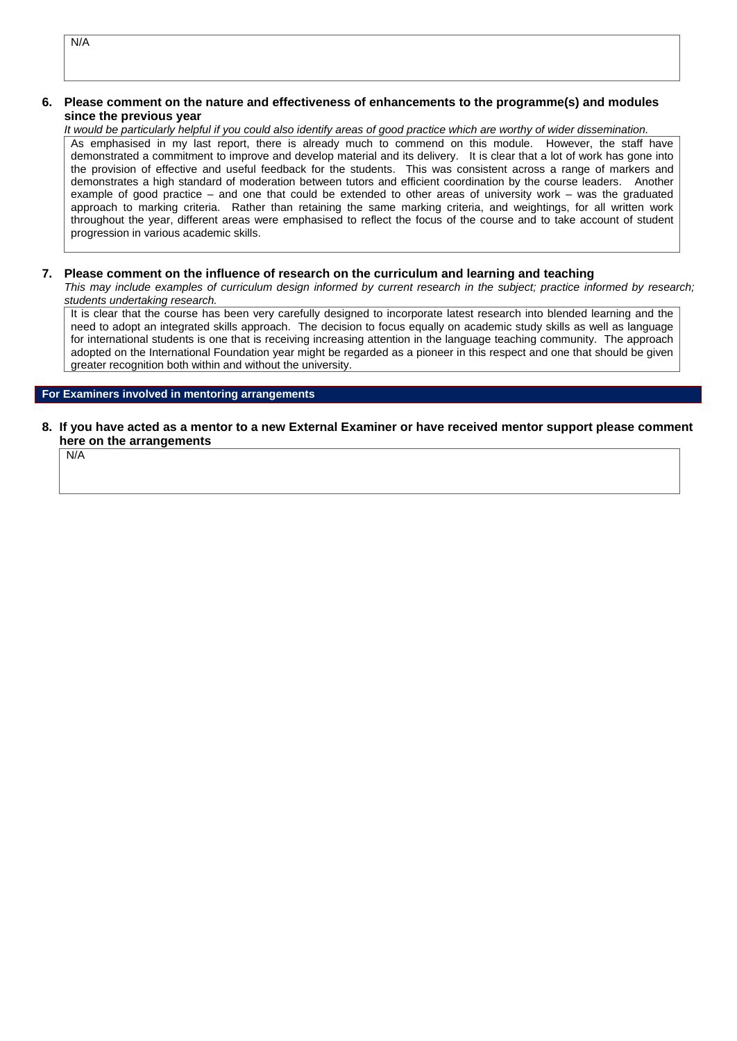N/A

**6. Please comment on the nature and effectiveness of enhancements to the programme(s) and modules since the previous year**

*It would be particularly helpful if you could also identify areas of good practice which are worthy of wider dissemination.*

As emphasised in my last report, there is already much to commend on this module. However, the staff have demonstrated a commitment to improve and develop material and its delivery. It is clear that a lot of work has gone into the provision of effective and useful feedback for the students. This was consistent across a range of markers and demonstrates a high standard of moderation between tutors and efficient coordination by the course leaders. Another example of good practice – and one that could be extended to other areas of university work – was the graduated approach to marking criteria. Rather than retaining the same marking criteria, and weightings, for all written work throughout the year, different areas were emphasised to reflect the focus of the course and to take account of student progression in various academic skills.

**7. Please comment on the influence of research on the curriculum and learning and teaching**

*This may include examples of curriculum design informed by current research in the subject; practice informed by research; students undertaking research.*

It is clear that the course has been very carefully designed to incorporate latest research into blended learning and the need to adopt an integrated skills approach. The decision to focus equally on academic study skills as well as language for international students is one that is receiving increasing attention in the language teaching community. The approach adopted on the International Foundation year might be regarded as a pioneer in this respect and one that should be given greater recognition both within and without the university.

**For Examiners involved in mentoring arrangements**

**8. If you have acted as a mentor to a new External Examiner or have received mentor support please comment here on the arrangements**

N/A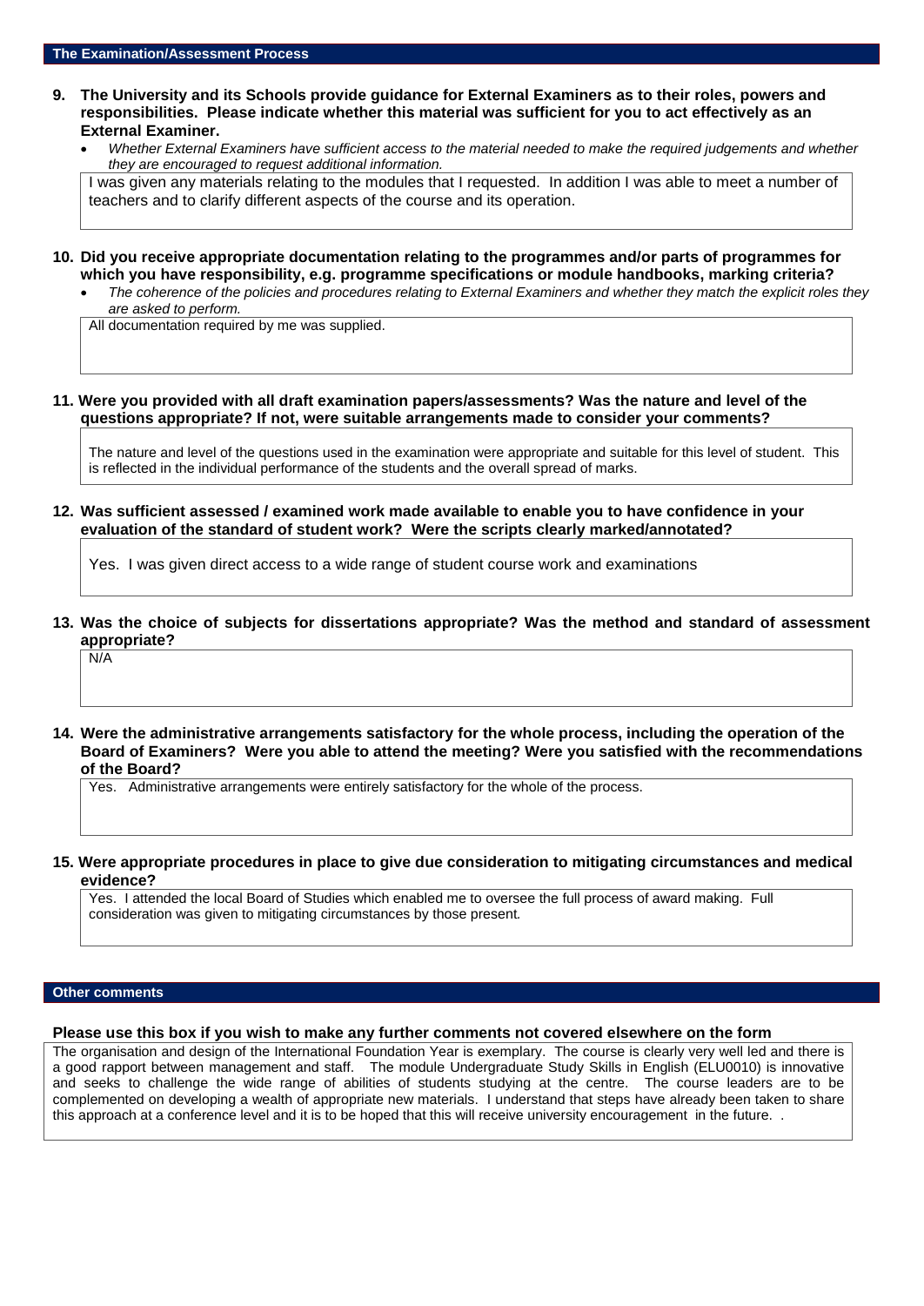## The Examination/Assessment Process

**9. The University and its Schools provide guidance for External Examiners as to their roles, powers and responsibilities. Please indicate whether this material was sufficient for you to act effectively as an External Examiner.**

- *Whether External Examiners have sufficient access to the material needed to make the required judgements and whether they are encouraged to request additional information.*

I was given any materials relating to the modules that I requested. In addition I was able to meet a number of teachers and to clarify different aspects of the course and its operation.

**10. Did you receive appropriate documentation relating to the programmes and/or parts of programmes for which you have responsibility, e.g. programme specifications or module handbooks, marking criteria?**

- *The coherence of the policies and procedures relating to External Examiners and whether they match the explicit roles they are asked to perform.*

All documentation required by me was supplied.

**11. Were you provided with all draft examination papers/assessments? Was the nature and level of the questions appropriate? If not, were suitable arrangements made to consider your comments?**

The nature and level of the questions used in the examination were appropriate and suitable for this level of student. This is reflected in the individual performance of the students and the overall spread of marks.

**12. Was sufficient assessed / examined work made available to enable you to have confidence in your evaluation of the standard of student work? Were the scripts clearly marked/annotated?**

Yes. I was given direct access to a wide range of student course work and examinations

**13. Was the choice of subjects for dissertations appropriate? Was the method and standard of assessment appropriate?**

N/A

**14. Were the administrative arrangements satisfactory for the whole process, including the operation of the Board of Examiners? Were you able to attend the meeting? Were you satisfied with the recommendations of the Board?**

Yes. Administrative arrangements were entirely satisfactory for the whole of the process.

**15. Were appropriate procedures in place to give due consideration to mitigating circumstances and medical evidence?**

Yes. I attended the local Board of Studies which enabled me to oversee the full process of award making. Full consideration was given to mitigating circumstances by those present.

## Other comments

**Please use this box if you wish to make any further comments not covered elsewhere on the form**

The organisation and design of the International Foundation Year is exemplary. The course is clearly very well led and there is a good rapport between management and staff. The module Undergraduate Study Skills in English (ELU0010) is innovative and seeks to challenge the wide range of abilities of students studying at the centre. The course leaders are to be complemented on developing a wealth of appropriate new materials. I understand that steps have already been taken to share this approach at a conference level and it is to be hoped that this will receive university encouragement in the future. .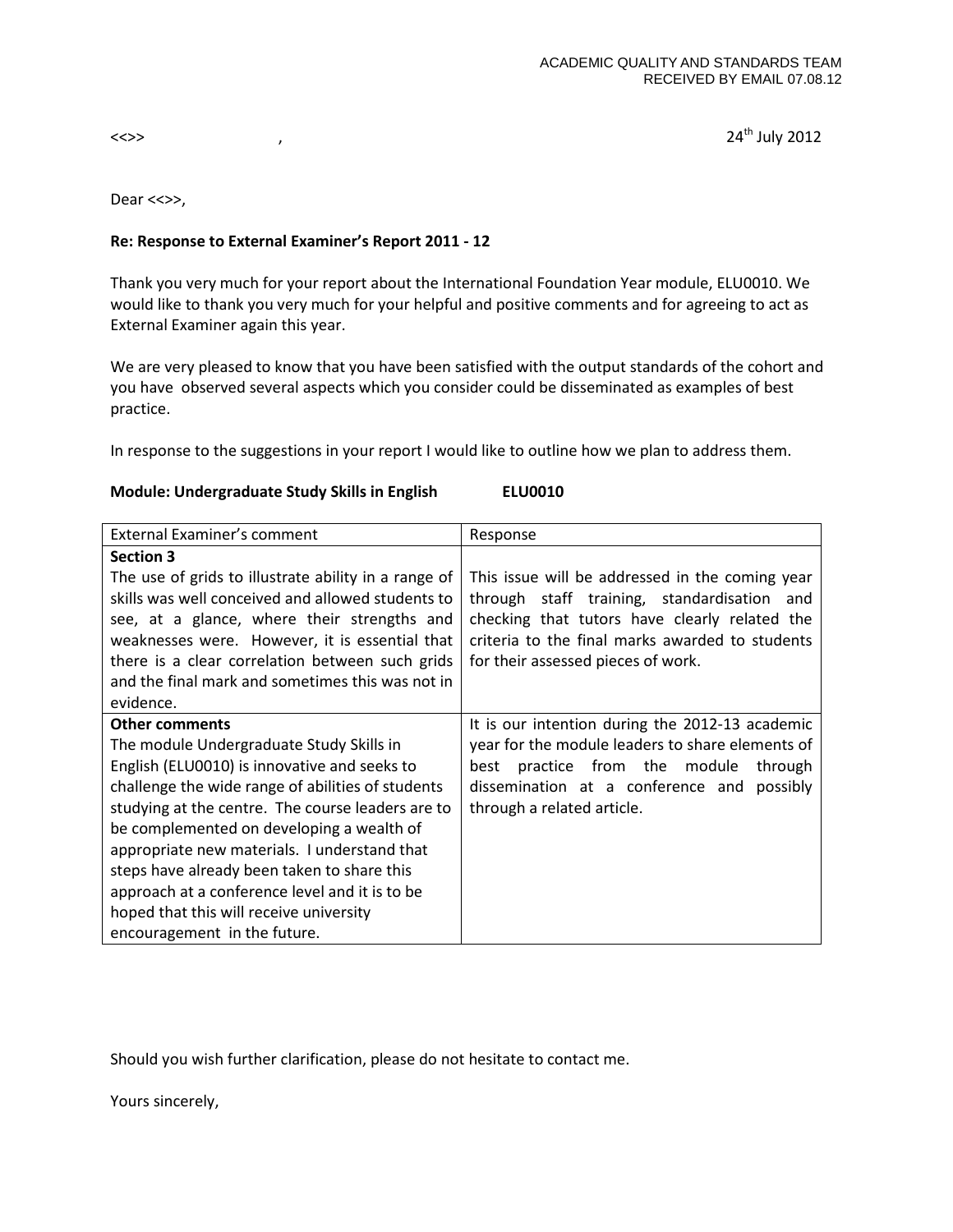ACADEMIC QUALITY AND STANDARDS TEAM
RECEIVED BY EMAIL 07.08.12

<<>> , 24th July 2012

Dear <<>>,

**Re: Response to External Examiner's Report 2011 - 12**

Thank you very much for your report about the International Foundation Year module, ELU0010. We would like to thank you very much for your helpful and positive comments and for agreeing to act as External Examiner again this year.

We are very pleased to know that you have been satisfied with the output standards of the cohort and you have observed several aspects which you consider could be disseminated as examples of best practice.

In response to the suggestions in your report I would like to outline how we plan to address them.

**Module: Undergraduate Study Skills in English ELU0010**

| External Examiner's comment | Response |
|---|---|
| **Section 3**<br>The use of grids to illustrate ability in a range of skills was well conceived and allowed students to see, at a glance, where their strengths and weaknesses were. However, it is essential that there is a clear correlation between such grids and the final mark and sometimes this was not in evidence. | This issue will be addressed in the coming year through staff training, standardisation and checking that tutors have clearly related the criteria to the final marks awarded to students for their assessed pieces of work. |
| **Other comments**<br>The module Undergraduate Study Skills in English (ELU0010) is innovative and seeks to challenge the wide range of abilities of students studying at the centre. The course leaders are to be complemented on developing a wealth of appropriate new materials. I understand that steps have already been taken to share this approach at a conference level and it is to be hoped that this will receive university encouragement in the future. | It is our intention during the 2012-13 academic year for the module leaders to share elements of best practice from the module through dissemination at a conference and possibly through a related article. |

Should you wish further clarification, please do not hesitate to contact me.

Yours sincerely,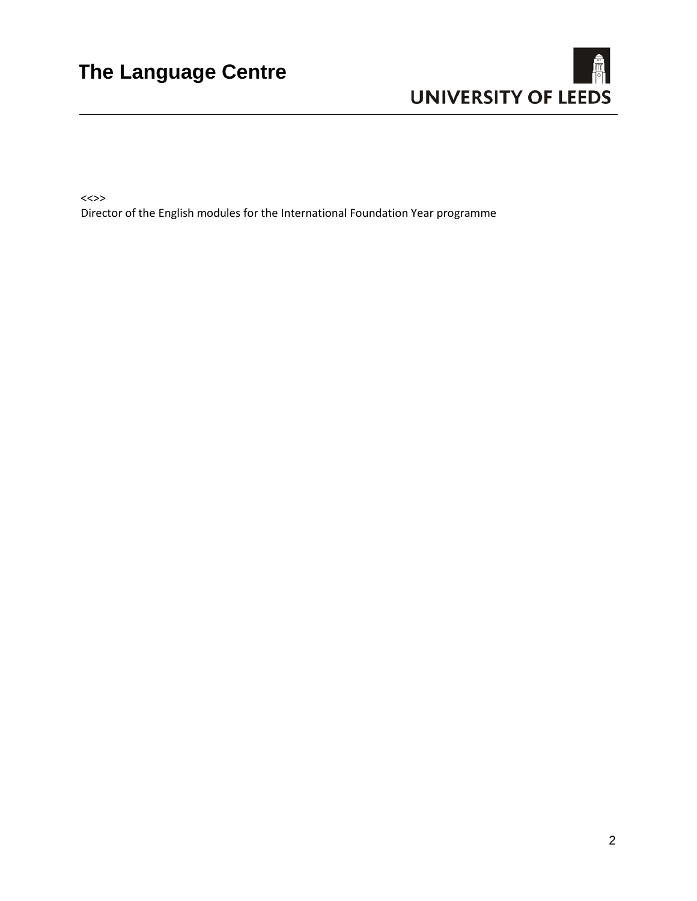<<>>
Director of the English modules for the International Foundation Year programme